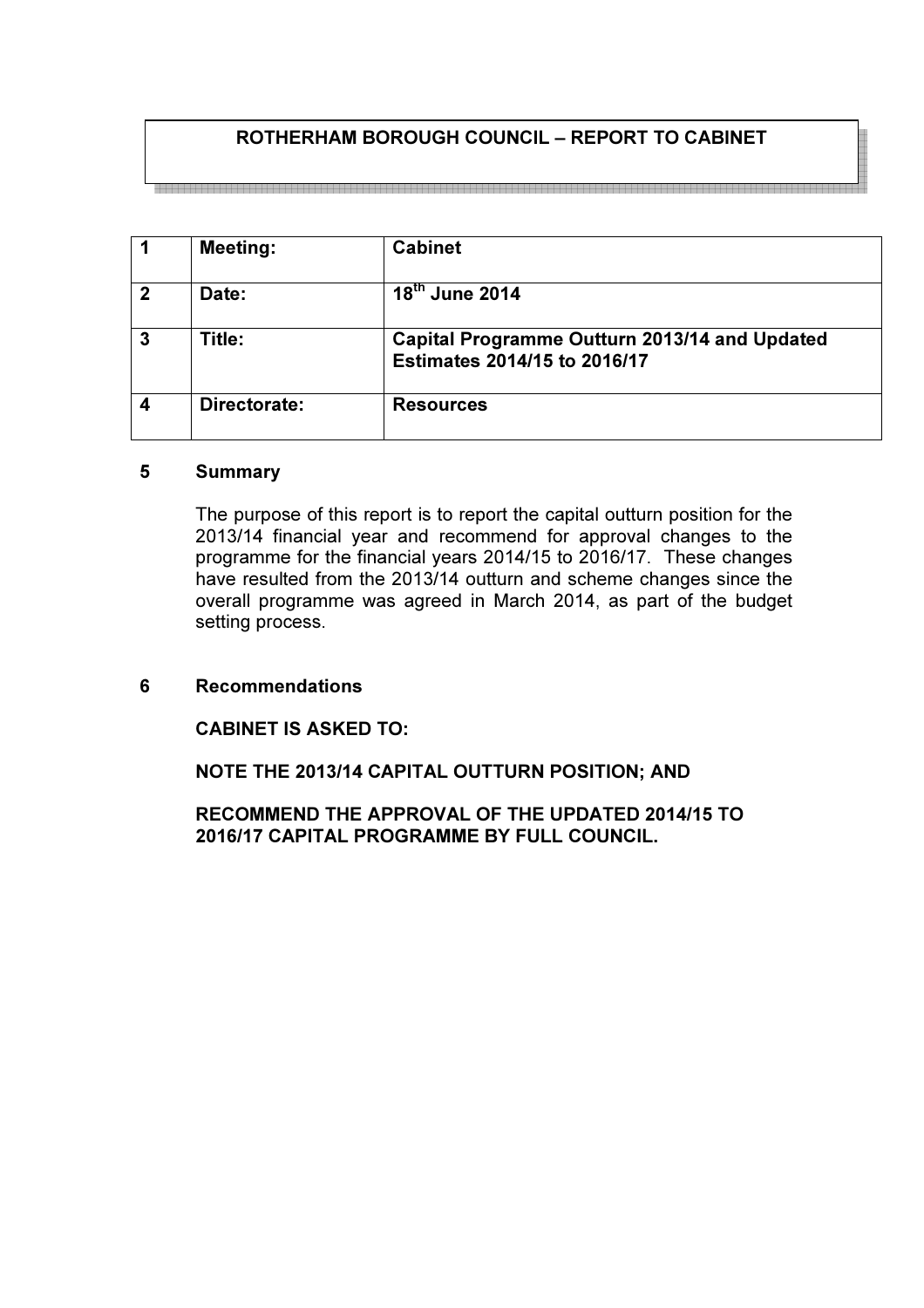# ROTHERHAM BOROUGH COUNCIL – REPORT TO CABINET

| 1 | Meeting: | Cabinet |
|---|---|---|
| 2 | Date: | 18th June 2014 |
| 3 | Title: | Capital Programme Outturn 2013/14 and Updated Estimates 2014/15 to 2016/17 |
| 4 | Directorate: | Resources |

## 5 Summary

The purpose of this report is to report the capital outturn position for the 2013/14 financial year and recommend for approval changes to the programme for the financial years 2014/15 to 2016/17. These changes have resulted from the 2013/14 outturn and scheme changes since the overall programme was agreed in March 2014, as part of the budget setting process.

## 6 Recommendations

**CABINET IS ASKED TO:**

**NOTE THE 2013/14 CAPITAL OUTTURN POSITION; AND**

**RECOMMEND THE APPROVAL OF THE UPDATED 2014/15 TO 2016/17 CAPITAL PROGRAMME BY FULL COUNCIL.**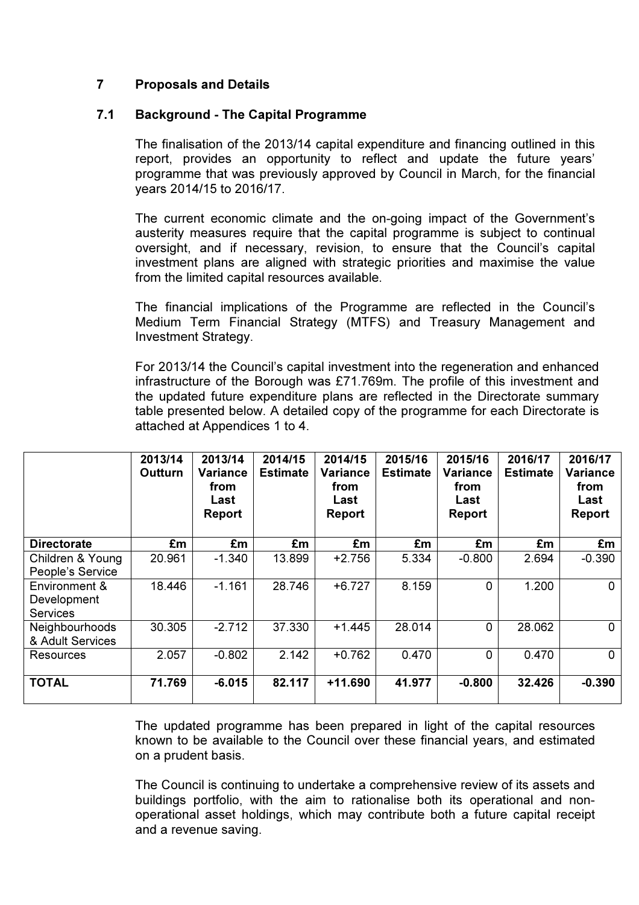## 7 Proposals and Details

### 7.1 Background - The Capital Programme

The finalisation of the 2013/14 capital expenditure and financing outlined in this report, provides an opportunity to reflect and update the future years' programme that was previously approved by Council in March, for the financial years 2014/15 to 2016/17.

The current economic climate and the on-going impact of the Government's austerity measures require that the capital programme is subject to continual oversight, and if necessary, revision, to ensure that the Council's capital investment plans are aligned with strategic priorities and maximise the value from the limited capital resources available.

The financial implications of the Programme are reflected in the Council's Medium Term Financial Strategy (MTFS) and Treasury Management and Investment Strategy.

For 2013/14 the Council's capital investment into the regeneration and enhanced infrastructure of the Borough was £71.769m. The profile of this investment and the updated future expenditure plans are reflected in the Directorate summary table presented below. A detailed copy of the programme for each Directorate is attached at Appendices 1 to 4.

| | 2013/14 Outturn | 2013/14 Variance from Last Report | 2014/15 Estimate | 2014/15 Variance from Last Report | 2015/16 Estimate | 2015/16 Variance from Last Report | 2016/17 Estimate | 2016/17 Variance from Last Report |
|---|---|---|---|---|---|---|---|---|
| **Directorate** | **£m** | **£m** | **£m** | **£m** | **£m** | **£m** | **£m** | **£m** |
| Children & Young People's Service | 20.961 | -1.340 | 13.899 | +2.756 | 5.334 | -0.800 | 2.694 | -0.390 |
| Environment & Development Services | 18.446 | -1.161 | 28.746 | +6.727 | 8.159 | 0 | 1.200 | 0 |
| Neighbourhoods & Adult Services | 30.305 | -2.712 | 37.330 | +1.445 | 28.014 | 0 | 28.062 | 0 |
| Resources | 2.057 | -0.802 | 2.142 | +0.762 | 0.470 | 0 | 0.470 | 0 |
| **TOTAL** | **71.769** | **-6.015** | **82.117** | **+11.690** | **41.977** | **-0.800** | **32.426** | **-0.390** |

The updated programme has been prepared in light of the capital resources known to be available to the Council over these financial years, and estimated on a prudent basis.

The Council is continuing to undertake a comprehensive review of its assets and buildings portfolio, with the aim to rationalise both its operational and non-operational asset holdings, which may contribute both a future capital receipt and a revenue saving.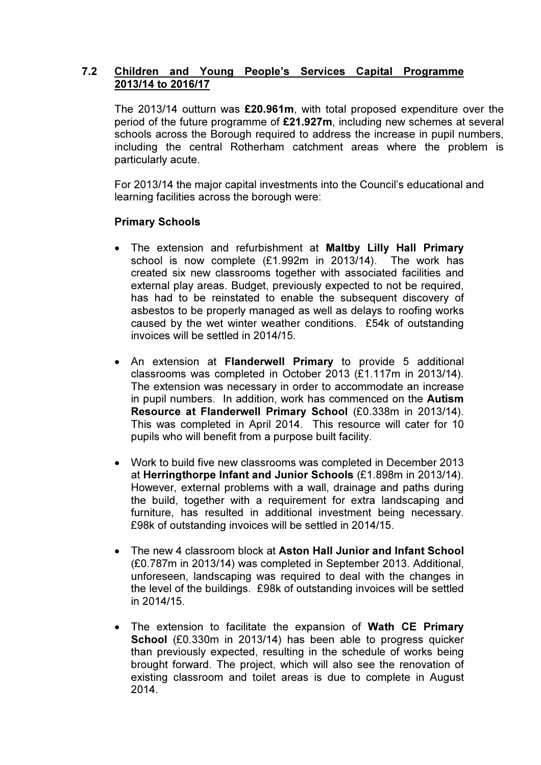## 7.2 Children and Young People's Services Capital Programme 2013/14 to 2016/17

The 2013/14 outturn was **£20.961m**, with total proposed expenditure over the period of the future programme of **£21.927m**, including new schemes at several schools across the Borough required to address the increase in pupil numbers, including the central Rotherham catchment areas where the problem is particularly acute.

For 2013/14 the major capital investments into the Council's educational and learning facilities across the borough were:

**Primary Schools**

- The extension and refurbishment at **Maltby Lilly Hall Primary** school is now complete (£1.992m in 2013/14). The work has created six new classrooms together with associated facilities and external play areas. Budget, previously expected to not be required, has had to be reinstated to enable the subsequent discovery of asbestos to be properly managed as well as delays to roofing works caused by the wet winter weather conditions. £54k of outstanding invoices will be settled in 2014/15.

- An extension at **Flanderwell Primary** to provide 5 additional classrooms was completed in October 2013 (£1.117m in 2013/14). The extension was necessary in order to accommodate an increase in pupil numbers. In addition, work has commenced on the **Autism Resource at Flanderwell Primary School** (£0.338m in 2013/14). This was completed in April 2014. This resource will cater for 10 pupils who will benefit from a purpose built facility.

- Work to build five new classrooms was completed in December 2013 at **Herringthorpe Infant and Junior Schools** (£1.898m in 2013/14). However, external problems with a wall, drainage and paths during the build, together with a requirement for extra landscaping and furniture, has resulted in additional investment being necessary. £98k of outstanding invoices will be settled in 2014/15.

- The new 4 classroom block at **Aston Hall Junior and Infant School** (£0.787m in 2013/14) was completed in September 2013. Additional, unforeseen, landscaping was required to deal with the changes in the level of the buildings. £98k of outstanding invoices will be settled in 2014/15.

- The extension to facilitate the expansion of **Wath CE Primary School** (£0.330m in 2013/14) has been able to progress quicker than previously expected, resulting in the schedule of works being brought forward. The project, which will also see the renovation of existing classroom and toilet areas is due to complete in August 2014.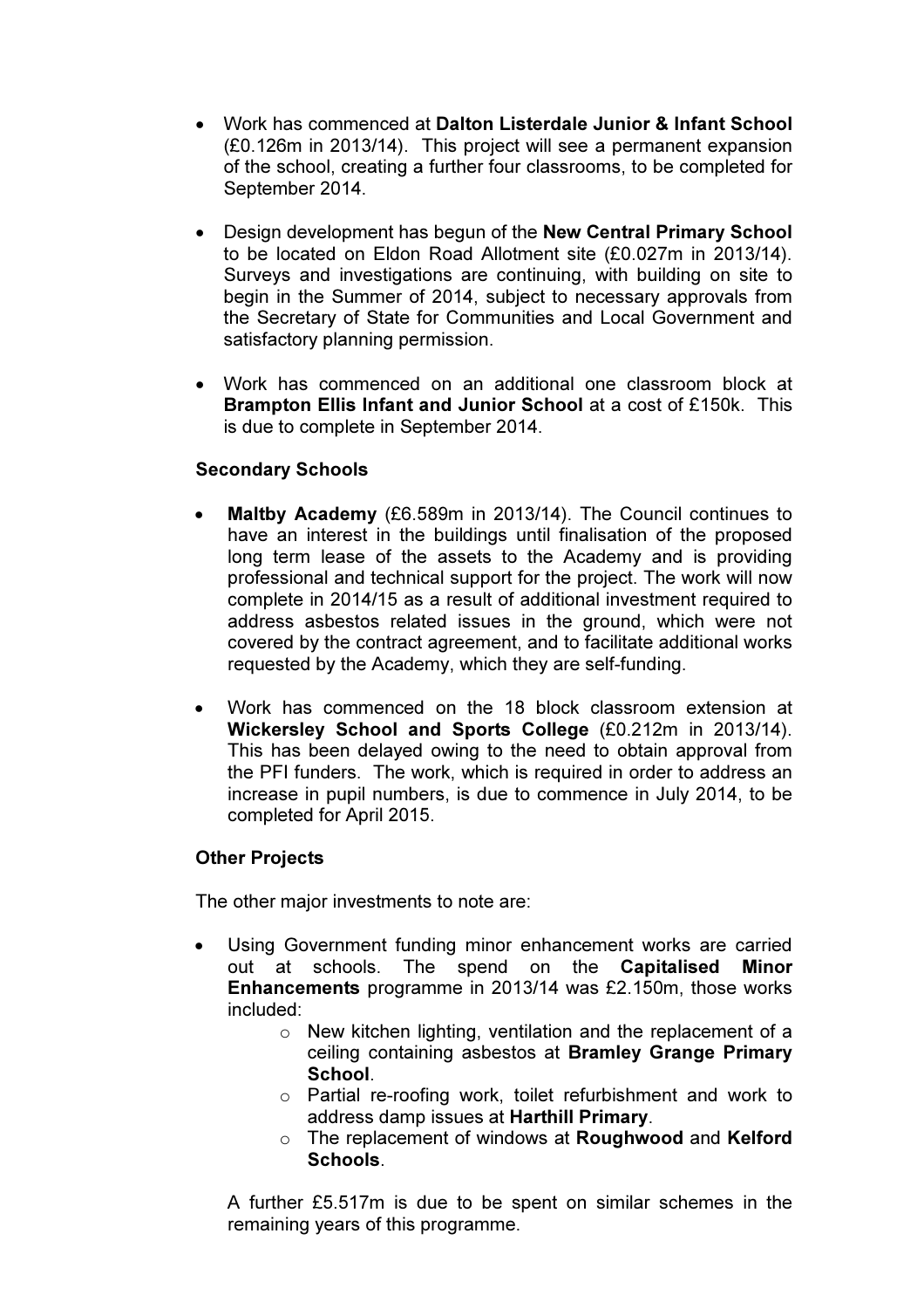- Work has commenced at **Dalton Listerdale Junior & Infant School** (£0.126m in 2013/14). This project will see a permanent expansion of the school, creating a further four classrooms, to be completed for September 2014.

- Design development has begun of the **New Central Primary School** to be located on Eldon Road Allotment site (£0.027m in 2013/14). Surveys and investigations are continuing, with building on site to begin in the Summer of 2014, subject to necessary approvals from the Secretary of State for Communities and Local Government and satisfactory planning permission.

- Work has commenced on an additional one classroom block at **Brampton Ellis Infant and Junior School** at a cost of £150k. This is due to complete in September 2014.

**Secondary Schools**

- **Maltby Academy** (£6.589m in 2013/14). The Council continues to have an interest in the buildings until finalisation of the proposed long term lease of the assets to the Academy and is providing professional and technical support for the project. The work will now complete in 2014/15 as a result of additional investment required to address asbestos related issues in the ground, which were not covered by the contract agreement, and to facilitate additional works requested by the Academy, which they are self-funding.

- Work has commenced on the 18 block classroom extension at **Wickersley School and Sports College** (£0.212m in 2013/14). This has been delayed owing to the need to obtain approval from the PFI funders. The work, which is required in order to address an increase in pupil numbers, is due to commence in July 2014, to be completed for April 2015.

**Other Projects**

The other major investments to note are:

- Using Government funding minor enhancement works are carried out at schools. The spend on the **Capitalised Minor Enhancements** programme in 2013/14 was £2.150m, those works included:
  - New kitchen lighting, ventilation and the replacement of a ceiling containing asbestos at **Bramley Grange Primary School**.
  - Partial re-roofing work, toilet refurbishment and work to address damp issues at **Harthill Primary**.
  - The replacement of windows at **Roughwood** and **Kelford Schools**.

  A further £5.517m is due to be spent on similar schemes in the remaining years of this programme.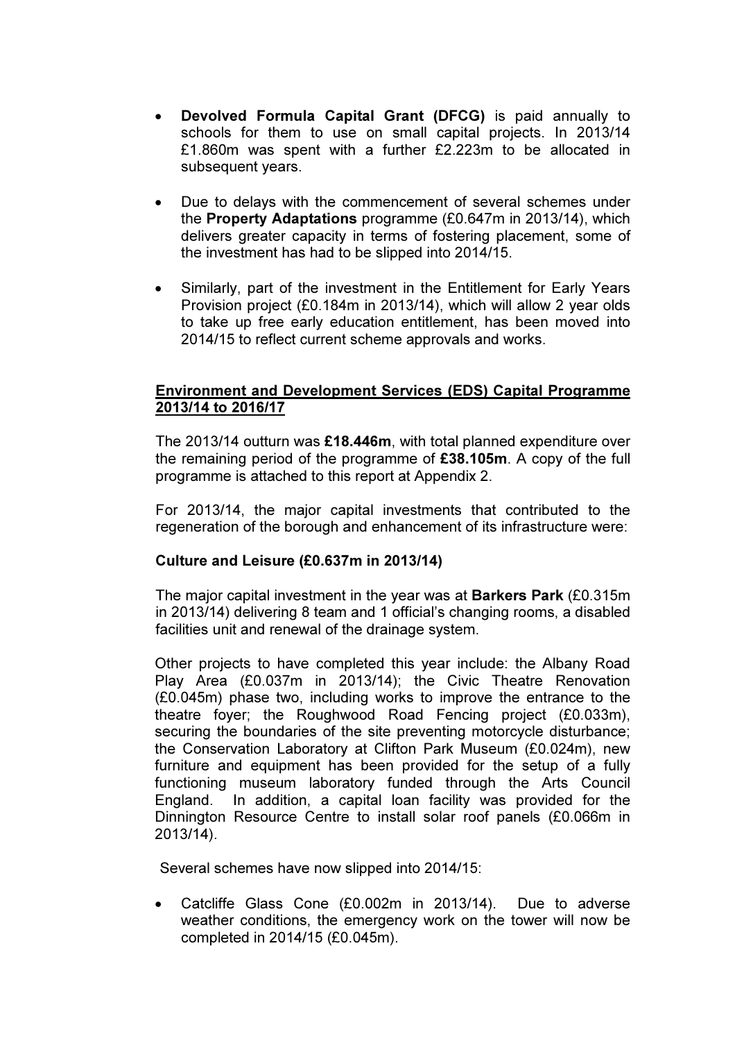- **Devolved Formula Capital Grant (DFCG)** is paid annually to schools for them to use on small capital projects. In 2013/14 £1.860m was spent with a further £2.223m to be allocated in subsequent years.

- Due to delays with the commencement of several schemes under the **Property Adaptations** programme (£0.647m in 2013/14), which delivers greater capacity in terms of fostering placement, some of the investment has had to be slipped into 2014/15.

- Similarly, part of the investment in the Entitlement for Early Years Provision project (£0.184m in 2013/14), which will allow 2 year olds to take up free early education entitlement, has been moved into 2014/15 to reflect current scheme approvals and works.

**Environment and Development Services (EDS) Capital Programme 2013/14 to 2016/17**

The 2013/14 outturn was **£18.446m**, with total planned expenditure over the remaining period of the programme of **£38.105m**. A copy of the full programme is attached to this report at Appendix 2.

For 2013/14, the major capital investments that contributed to the regeneration of the borough and enhancement of its infrastructure were:

**Culture and Leisure (£0.637m in 2013/14)**

The major capital investment in the year was at **Barkers Park** (£0.315m in 2013/14) delivering 8 team and 1 official's changing rooms, a disabled facilities unit and renewal of the drainage system.

Other projects to have completed this year include: the Albany Road Play Area (£0.037m in 2013/14); the Civic Theatre Renovation (£0.045m) phase two, including works to improve the entrance to the theatre foyer; the Roughwood Road Fencing project (£0.033m), securing the boundaries of the site preventing motorcycle disturbance; the Conservation Laboratory at Clifton Park Museum (£0.024m), new furniture and equipment has been provided for the setup of a fully functioning museum laboratory funded through the Arts Council England. In addition, a capital loan facility was provided for the Dinnington Resource Centre to install solar roof panels (£0.066m in 2013/14).

Several schemes have now slipped into 2014/15:

- Catcliffe Glass Cone (£0.002m in 2013/14). Due to adverse weather conditions, the emergency work on the tower will now be completed in 2014/15 (£0.045m).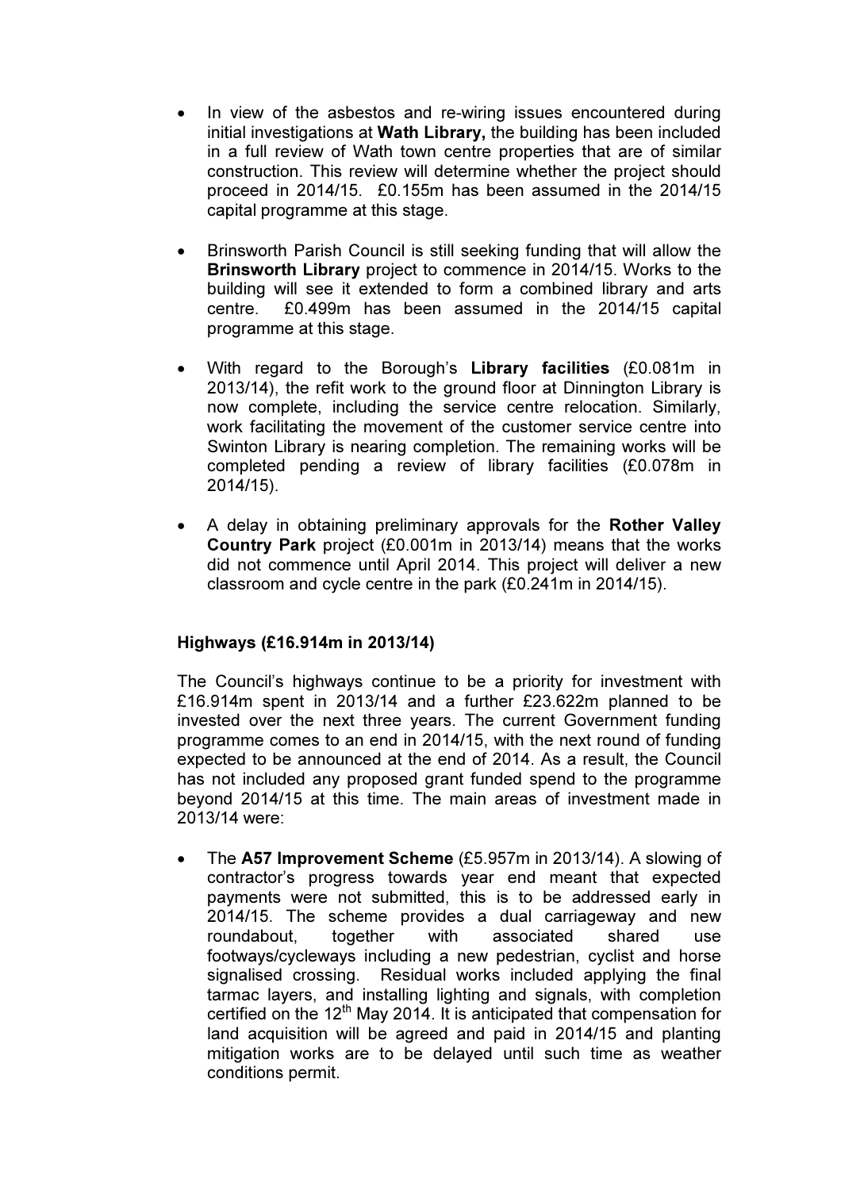- In view of the asbestos and re-wiring issues encountered during initial investigations at **Wath Library,** the building has been included in a full review of Wath town centre properties that are of similar construction. This review will determine whether the project should proceed in 2014/15. £0.155m has been assumed in the 2014/15 capital programme at this stage.

- Brinsworth Parish Council is still seeking funding that will allow the **Brinsworth Library** project to commence in 2014/15. Works to the building will see it extended to form a combined library and arts centre. £0.499m has been assumed in the 2014/15 capital programme at this stage.

- With regard to the Borough's **Library facilities** (£0.081m in 2013/14), the refit work to the ground floor at Dinnington Library is now complete, including the service centre relocation. Similarly, work facilitating the movement of the customer service centre into Swinton Library is nearing completion. The remaining works will be completed pending a review of library facilities (£0.078m in 2014/15).

- A delay in obtaining preliminary approvals for the **Rother Valley Country Park** project (£0.001m in 2013/14) means that the works did not commence until April 2014. This project will deliver a new classroom and cycle centre in the park (£0.241m in 2014/15).

**Highways (£16.914m in 2013/14)**

The Council's highways continue to be a priority for investment with £16.914m spent in 2013/14 and a further £23.622m planned to be invested over the next three years. The current Government funding programme comes to an end in 2014/15, with the next round of funding expected to be announced at the end of 2014. As a result, the Council has not included any proposed grant funded spend to the programme beyond 2014/15 at this time. The main areas of investment made in 2013/14 were:

- The **A57 Improvement Scheme** (£5.957m in 2013/14). A slowing of contractor's progress towards year end meant that expected payments were not submitted, this is to be addressed early in 2014/15. The scheme provides a dual carriageway and new roundabout, together with associated shared use footways/cycleways including a new pedestrian, cyclist and horse signalised crossing. Residual works included applying the final tarmac layers, and installing lighting and signals, with completion certified on the 12th May 2014. It is anticipated that compensation for land acquisition will be agreed and paid in 2014/15 and planting mitigation works are to be delayed until such time as weather conditions permit.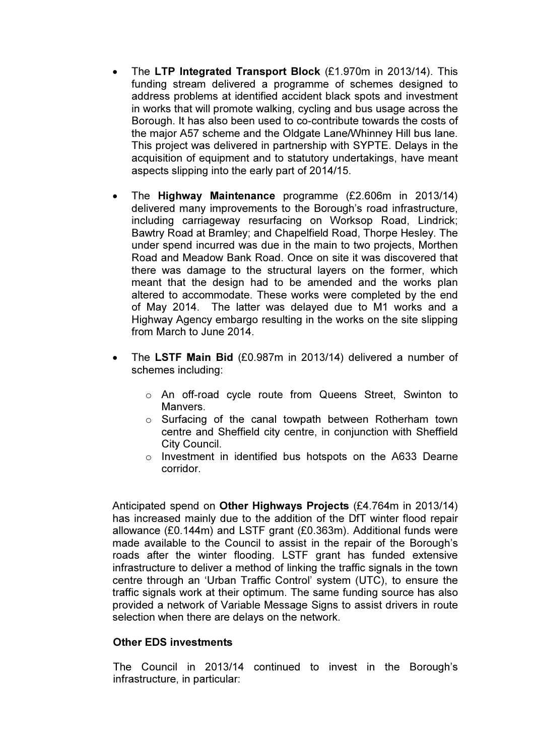- The **LTP Integrated Transport Block** (£1.970m in 2013/14). This funding stream delivered a programme of schemes designed to address problems at identified accident black spots and investment in works that will promote walking, cycling and bus usage across the Borough. It has also been used to co-contribute towards the costs of the major A57 scheme and the Oldgate Lane/Whinney Hill bus lane. This project was delivered in partnership with SYPTE. Delays in the acquisition of equipment and to statutory undertakings, have meant aspects slipping into the early part of 2014/15.

- The **Highway Maintenance** programme (£2.606m in 2013/14) delivered many improvements to the Borough's road infrastructure, including carriageway resurfacing on Worksop Road, Lindrick; Bawtry Road at Bramley; and Chapelfield Road, Thorpe Hesley. The under spend incurred was due in the main to two projects, Morthen Road and Meadow Bank Road. Once on site it was discovered that there was damage to the structural layers on the former, which meant that the design had to be amended and the works plan altered to accommodate. These works were completed by the end of May 2014. The latter was delayed due to M1 works and a Highway Agency embargo resulting in the works on the site slipping from March to June 2014.

- The **LSTF Main Bid** (£0.987m in 2013/14) delivered a number of schemes including:
  - An off-road cycle route from Queens Street, Swinton to Manvers.
  - Surfacing of the canal towpath between Rotherham town centre and Sheffield city centre, in conjunction with Sheffield City Council.
  - Investment in identified bus hotspots on the A633 Dearne corridor.

Anticipated spend on **Other Highways Projects** (£4.764m in 2013/14) has increased mainly due to the addition of the DfT winter flood repair allowance (£0.144m) and LSTF grant (£0.363m). Additional funds were made available to the Council to assist in the repair of the Borough's roads after the winter flooding. LSTF grant has funded extensive infrastructure to deliver a method of linking the traffic signals in the town centre through an 'Urban Traffic Control' system (UTC), to ensure the traffic signals work at their optimum. The same funding source has also provided a network of Variable Message Signs to assist drivers in route selection when there are delays on the network.

**Other EDS investments**

The Council in 2013/14 continued to invest in the Borough's infrastructure, in particular: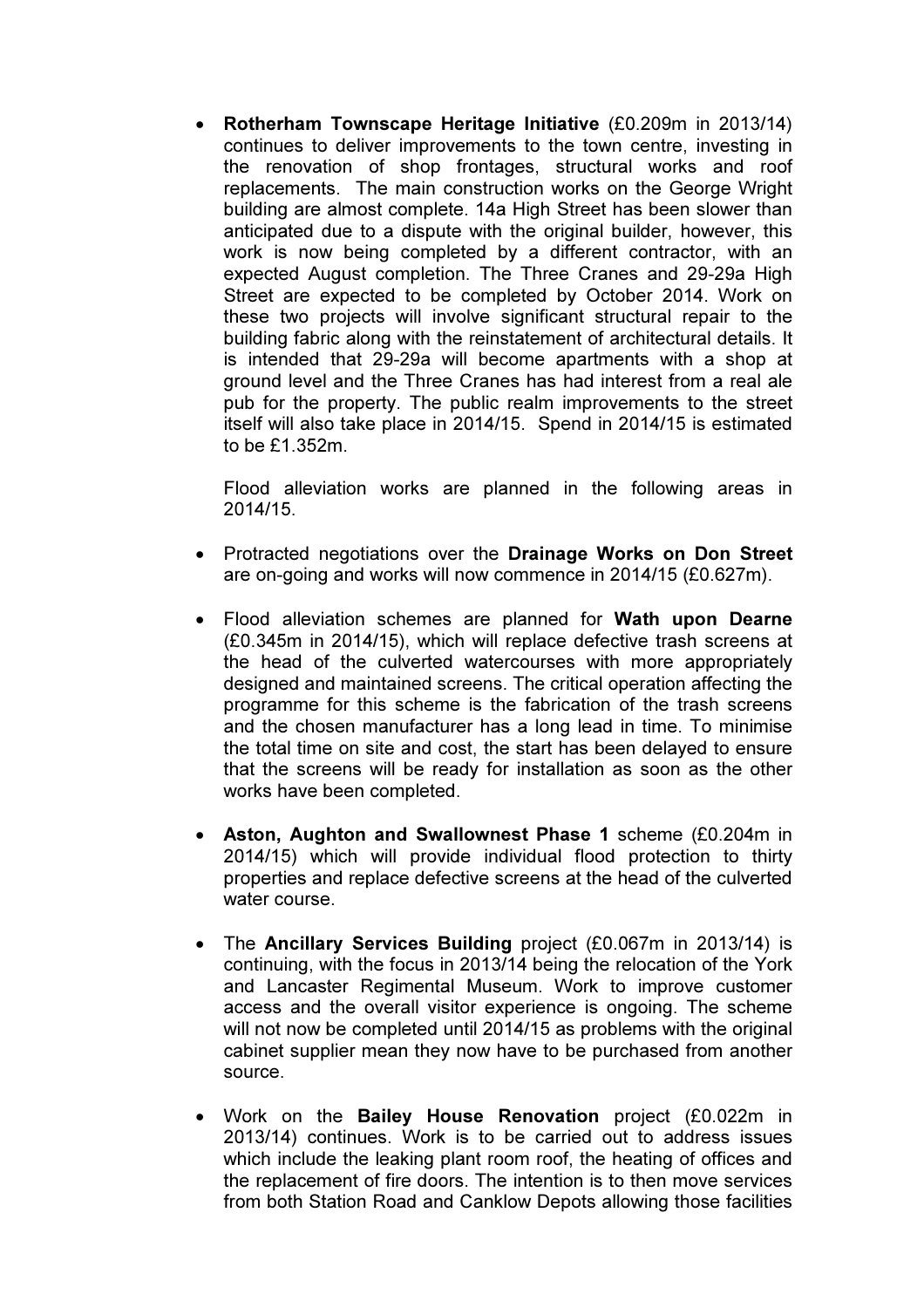- **Rotherham Townscape Heritage Initiative** (£0.209m in 2013/14) continues to deliver improvements to the town centre, investing in the renovation of shop frontages, structural works and roof replacements. The main construction works on the George Wright building are almost complete. 14a High Street has been slower than anticipated due to a dispute with the original builder, however, this work is now being completed by a different contractor, with an expected August completion. The Three Cranes and 29-29a High Street are expected to be completed by October 2014. Work on these two projects will involve significant structural repair to the building fabric along with the reinstatement of architectural details. It is intended that 29-29a will become apartments with a shop at ground level and the Three Cranes has had interest from a real ale pub for the property. The public realm improvements to the street itself will also take place in 2014/15. Spend in 2014/15 is estimated to be £1.352m.

  Flood alleviation works are planned in the following areas in 2014/15.

- Protracted negotiations over the **Drainage Works on Don Street** are on-going and works will now commence in 2014/15 (£0.627m).

- Flood alleviation schemes are planned for **Wath upon Dearne** (£0.345m in 2014/15), which will replace defective trash screens at the head of the culverted watercourses with more appropriately designed and maintained screens. The critical operation affecting the programme for this scheme is the fabrication of the trash screens and the chosen manufacturer has a long lead in time. To minimise the total time on site and cost, the start has been delayed to ensure that the screens will be ready for installation as soon as the other works have been completed.

- **Aston, Aughton and Swallownest Phase 1** scheme (£0.204m in 2014/15) which will provide individual flood protection to thirty properties and replace defective screens at the head of the culverted water course.

- The **Ancillary Services Building** project (£0.067m in 2013/14) is continuing, with the focus in 2013/14 being the relocation of the York and Lancaster Regimental Museum. Work to improve customer access and the overall visitor experience is ongoing. The scheme will not now be completed until 2014/15 as problems with the original cabinet supplier mean they now have to be purchased from another source.

- Work on the **Bailey House Renovation** project (£0.022m in 2013/14) continues. Work is to be carried out to address issues which include the leaking plant room roof, the heating of offices and the replacement of fire doors. The intention is to then move services from both Station Road and Canklow Depots allowing those facilities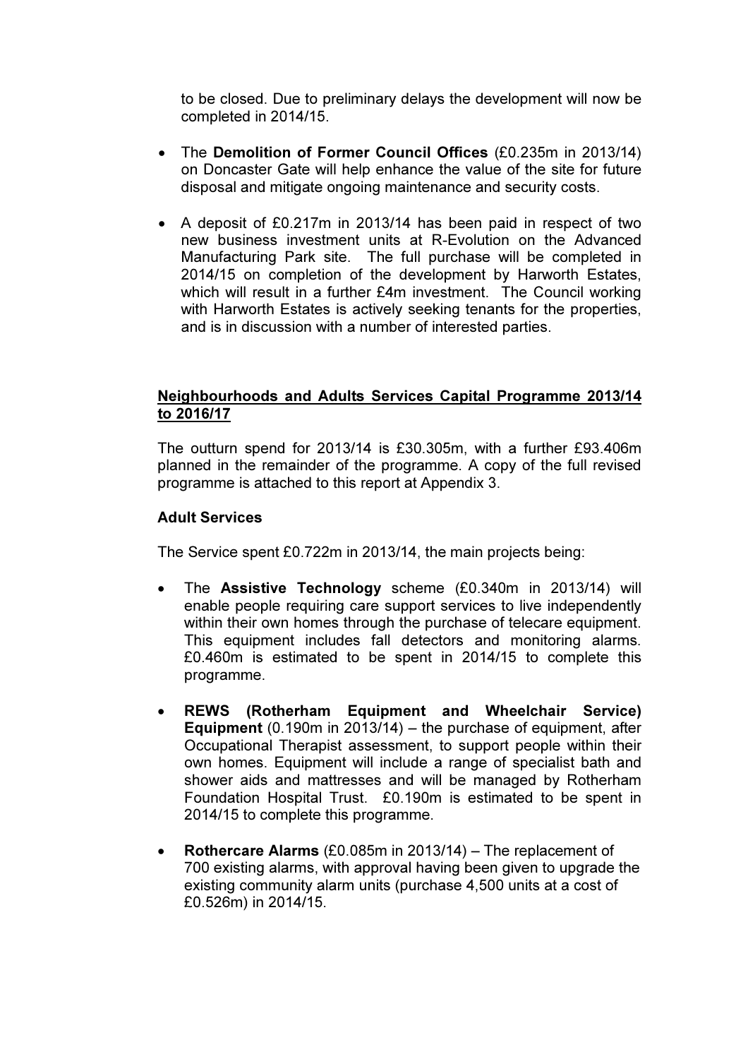to be closed. Due to preliminary delays the development will now be completed in 2014/15.

- The **Demolition of Former Council Offices** (£0.235m in 2013/14) on Doncaster Gate will help enhance the value of the site for future disposal and mitigate ongoing maintenance and security costs.

- A deposit of £0.217m in 2013/14 has been paid in respect of two new business investment units at R-Evolution on the Advanced Manufacturing Park site. The full purchase will be completed in 2014/15 on completion of the development by Harworth Estates, which will result in a further £4m investment. The Council working with Harworth Estates is actively seeking tenants for the properties, and is in discussion with a number of interested parties.

<u>**Neighbourhoods and Adults Services Capital Programme 2013/14 to 2016/17**</u>

The outturn spend for 2013/14 is £30.305m, with a further £93.406m planned in the remainder of the programme. A copy of the full revised programme is attached to this report at Appendix 3.

**Adult Services**

The Service spent £0.722m in 2013/14, the main projects being:

- The **Assistive Technology** scheme (£0.340m in 2013/14) will enable people requiring care support services to live independently within their own homes through the purchase of telecare equipment. This equipment includes fall detectors and monitoring alarms. £0.460m is estimated to be spent in 2014/15 to complete this programme.

- **REWS (Rotherham Equipment and Wheelchair Service) Equipment** (0.190m in 2013/14) – the purchase of equipment, after Occupational Therapist assessment, to support people within their own homes. Equipment will include a range of specialist bath and shower aids and mattresses and will be managed by Rotherham Foundation Hospital Trust. £0.190m is estimated to be spent in 2014/15 to complete this programme.

- **Rothercare Alarms** (£0.085m in 2013/14) – The replacement of 700 existing alarms, with approval having been given to upgrade the existing community alarm units (purchase 4,500 units at a cost of £0.526m) in 2014/15.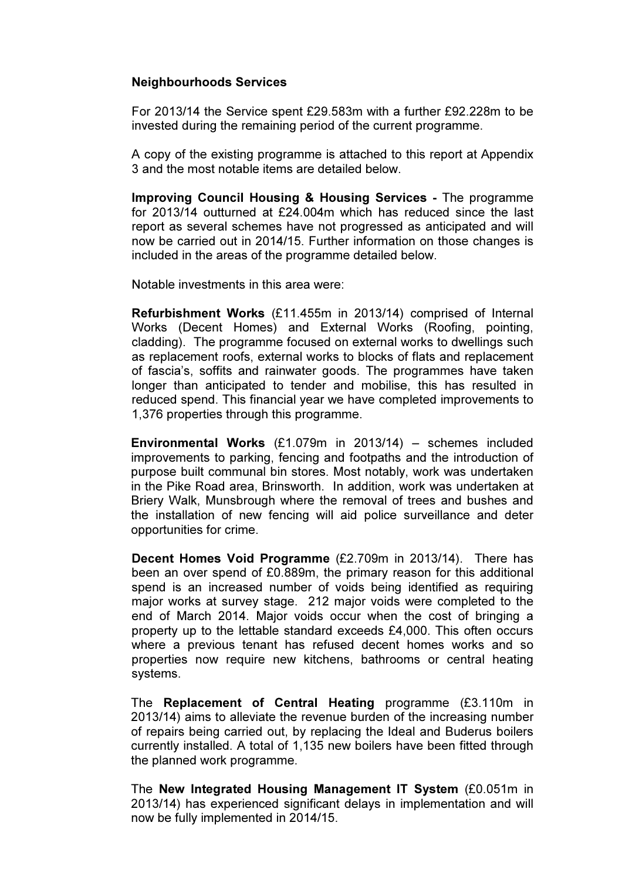**Neighbourhoods Services**

For 2013/14 the Service spent £29.583m with a further £92.228m to be invested during the remaining period of the current programme.

A copy of the existing programme is attached to this report at Appendix 3 and the most notable items are detailed below.

**Improving Council Housing & Housing Services -** The programme for 2013/14 outturned at £24.004m which has reduced since the last report as several schemes have not progressed as anticipated and will now be carried out in 2014/15. Further information on those changes is included in the areas of the programme detailed below.

Notable investments in this area were:

**Refurbishment Works** (£11.455m in 2013/14) comprised of Internal Works (Decent Homes) and External Works (Roofing, pointing, cladding). The programme focused on external works to dwellings such as replacement roofs, external works to blocks of flats and replacement of fascia's, soffits and rainwater goods. The programmes have taken longer than anticipated to tender and mobilise, this has resulted in reduced spend. This financial year we have completed improvements to 1,376 properties through this programme.

**Environmental Works** (£1.079m in 2013/14) – schemes included improvements to parking, fencing and footpaths and the introduction of purpose built communal bin stores. Most notably, work was undertaken in the Pike Road area, Brinsworth. In addition, work was undertaken at Briery Walk, Munsbrough where the removal of trees and bushes and the installation of new fencing will aid police surveillance and deter opportunities for crime.

**Decent Homes Void Programme** (£2.709m in 2013/14). There has been an over spend of £0.889m, the primary reason for this additional spend is an increased number of voids being identified as requiring major works at survey stage. 212 major voids were completed to the end of March 2014. Major voids occur when the cost of bringing a property up to the lettable standard exceeds £4,000. This often occurs where a previous tenant has refused decent homes works and so properties now require new kitchens, bathrooms or central heating systems.

The **Replacement of Central Heating** programme (£3.110m in 2013/14) aims to alleviate the revenue burden of the increasing number of repairs being carried out, by replacing the Ideal and Buderus boilers currently installed. A total of 1,135 new boilers have been fitted through the planned work programme.

The **New Integrated Housing Management IT System** (£0.051m in 2013/14) has experienced significant delays in implementation and will now be fully implemented in 2014/15.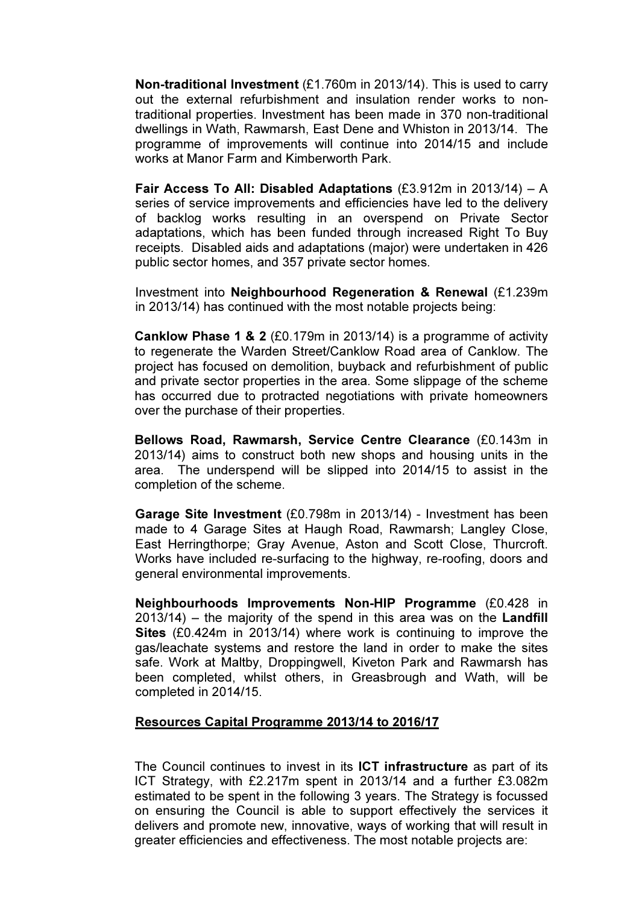**Non-traditional Investment** (£1.760m in 2013/14). This is used to carry out the external refurbishment and insulation render works to non-traditional properties. Investment has been made in 370 non-traditional dwellings in Wath, Rawmarsh, East Dene and Whiston in 2013/14. The programme of improvements will continue into 2014/15 and include works at Manor Farm and Kimberworth Park.

**Fair Access To All: Disabled Adaptations** (£3.912m in 2013/14) – A series of service improvements and efficiencies have led to the delivery of backlog works resulting in an overspend on Private Sector adaptations, which has been funded through increased Right To Buy receipts. Disabled aids and adaptations (major) were undertaken in 426 public sector homes, and 357 private sector homes.

Investment into **Neighbourhood Regeneration & Renewal** (£1.239m in 2013/14) has continued with the most notable projects being:

**Canklow Phase 1 & 2** (£0.179m in 2013/14) is a programme of activity to regenerate the Warden Street/Canklow Road area of Canklow. The project has focused on demolition, buyback and refurbishment of public and private sector properties in the area. Some slippage of the scheme has occurred due to protracted negotiations with private homeowners over the purchase of their properties.

**Bellows Road, Rawmarsh, Service Centre Clearance** (£0.143m in 2013/14) aims to construct both new shops and housing units in the area. The underspend will be slipped into 2014/15 to assist in the completion of the scheme.

**Garage Site Investment** (£0.798m in 2013/14) - Investment has been made to 4 Garage Sites at Haugh Road, Rawmarsh; Langley Close, East Herringthorpe; Gray Avenue, Aston and Scott Close, Thurcroft. Works have included re-surfacing to the highway, re-roofing, doors and general environmental improvements.

**Neighbourhoods Improvements Non-HIP Programme** (£0.428 in 2013/14) – the majority of the spend in this area was on the **Landfill Sites** (£0.424m in 2013/14) where work is continuing to improve the gas/leachate systems and restore the land in order to make the sites safe. Work at Maltby, Droppingwell, Kiveton Park and Rawmarsh has been completed, whilst others, in Greasbrough and Wath, will be completed in 2014/15.

**<u>Resources Capital Programme 2013/14 to 2016/17</u>**

The Council continues to invest in its **ICT infrastructure** as part of its ICT Strategy, with £2.217m spent in 2013/14 and a further £3.082m estimated to be spent in the following 3 years. The Strategy is focussed on ensuring the Council is able to support effectively the services it delivers and promote new, innovative, ways of working that will result in greater efficiencies and effectiveness. The most notable projects are: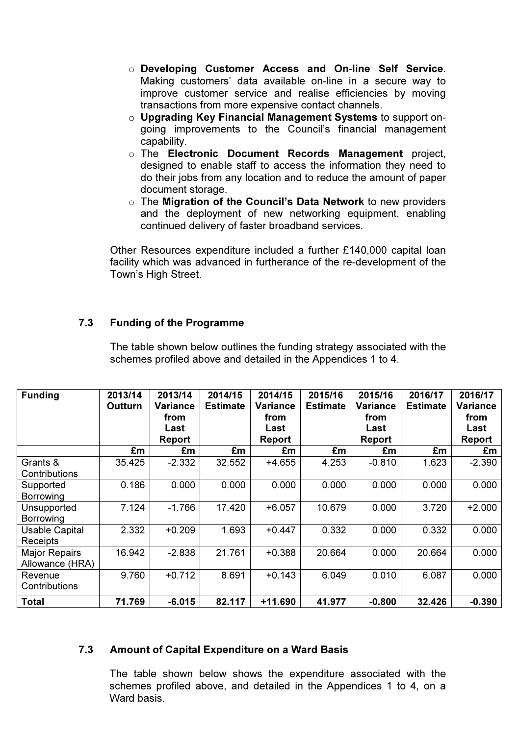- **Developing Customer Access and On-line Self Service**. Making customers' data available on-line in a secure way to improve customer service and realise efficiencies by moving transactions from more expensive contact channels.
- **Upgrading Key Financial Management Systems** to support on-going improvements to the Council's financial management capability.
- The **Electronic Document Records Management** project, designed to enable staff to access the information they need to do their jobs from any location and to reduce the amount of paper document storage.
- The **Migration of the Council's Data Network** to new providers and the deployment of new networking equipment, enabling continued delivery of faster broadband services.

Other Resources expenditure included a further £140,000 capital loan facility which was advanced in furtherance of the re-development of the Town's High Street.

### 7.3 Funding of the Programme

The table shown below outlines the funding strategy associated with the schemes profiled above and detailed in the Appendices 1 to 4.

| Funding | 2013/14 Outturn | 2013/14 Variance from Last Report | 2014/15 Estimate | 2014/15 Variance from Last Report | 2015/16 Estimate | 2015/16 Variance from Last Report | 2016/17 Estimate | 2016/17 Variance from Last Report |
|---|---|---|---|---|---|---|---|---|
| | £m | £m | £m | £m | £m | £m | £m | £m |
| Grants & Contributions | 35.425 | -2.332 | 32.552 | +4.655 | 4.253 | -0.810 | 1.623 | -2.390 |
| Supported Borrowing | 0.186 | 0.000 | 0.000 | 0.000 | 0.000 | 0.000 | 0.000 | 0.000 |
| Unsupported Borrowing | 7.124 | -1.766 | 17.420 | +6.057 | 10.679 | 0.000 | 3.720 | +2.000 |
| Usable Capital Receipts | 2.332 | +0.209 | 1.693 | +0.447 | 0.332 | 0.000 | 0.332 | 0.000 |
| Major Repairs Allowance (HRA) | 16.942 | -2.838 | 21.761 | +0.388 | 20.664 | 0.000 | 20.664 | 0.000 |
| Revenue Contributions | 9.760 | +0.712 | 8.691 | +0.143 | 6.049 | 0.010 | 6.087 | 0.000 |
| **Total** | **71.769** | **-6.015** | **82.117** | **+11.690** | **41.977** | **-0.800** | **32.426** | **-0.390** |

### 7.3 Amount of Capital Expenditure on a Ward Basis

The table shown below shows the expenditure associated with the schemes profiled above, and detailed in the Appendices 1 to 4, on a Ward basis.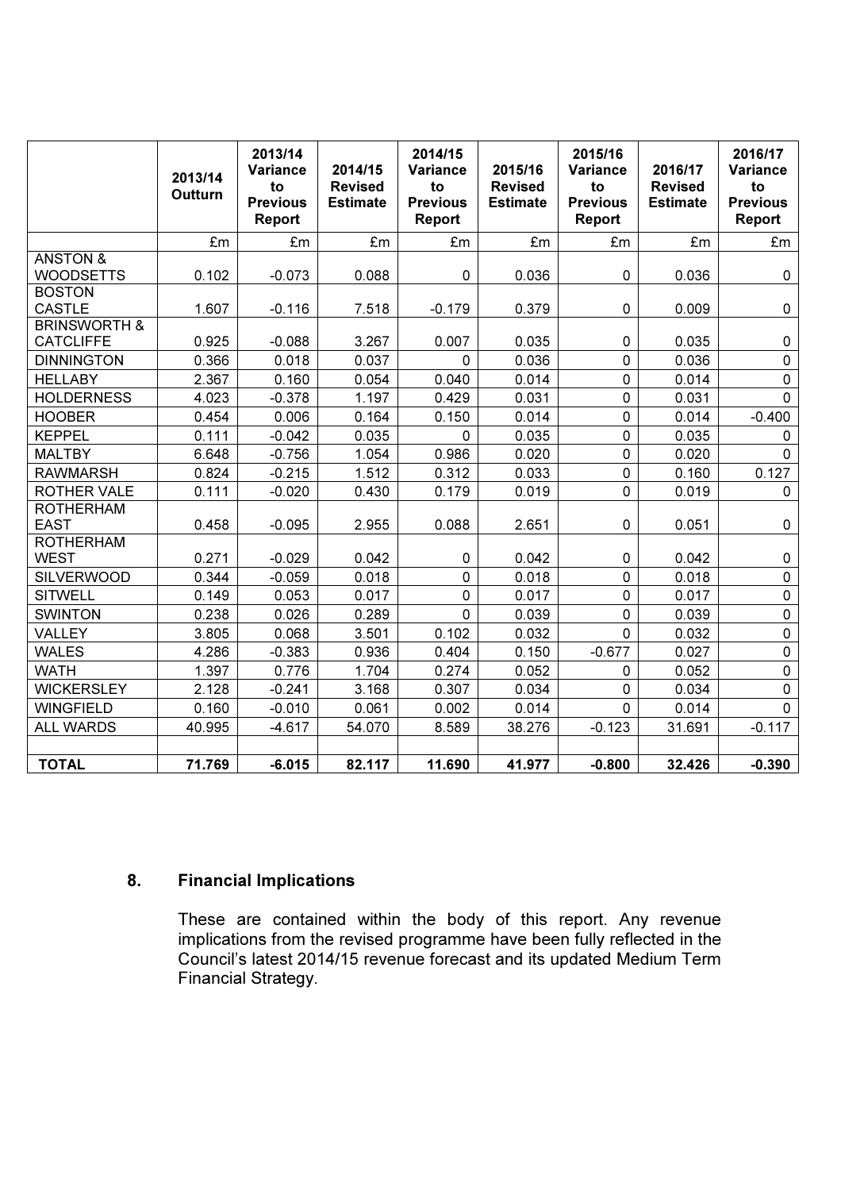| | 2013/14 Outturn | 2013/14 Variance to Previous Report | 2014/15 Revised Estimate | 2014/15 Variance to Previous Report | 2015/16 Revised Estimate | 2015/16 Variance to Previous Report | 2016/17 Revised Estimate | 2016/17 Variance to Previous Report |
|---|---|---|---|---|---|---|---|---|
| | £m | £m | £m | £m | £m | £m | £m | £m |
| ANSTON & WOODSETTS | 0.102 | -0.073 | 0.088 | 0 | 0.036 | 0 | 0.036 | 0 |
| BOSTON CASTLE | 1.607 | -0.116 | 7.518 | -0.179 | 0.379 | 0 | 0.009 | 0 |
| BRINSWORTH & CATCLIFFE | 0.925 | -0.088 | 3.267 | 0.007 | 0.035 | 0 | 0.035 | 0 |
| DINNINGTON | 0.366 | 0.018 | 0.037 | 0 | 0.036 | 0 | 0.036 | 0 |
| HELLABY | 2.367 | 0.160 | 0.054 | 0.040 | 0.014 | 0 | 0.014 | 0 |
| HOLDERNESS | 4.023 | -0.378 | 1.197 | 0.429 | 0.031 | 0 | 0.031 | 0 |
| HOOBER | 0.454 | 0.006 | 0.164 | 0.150 | 0.014 | 0 | 0.014 | -0.400 |
| KEPPEL | 0.111 | -0.042 | 0.035 | 0 | 0.035 | 0 | 0.035 | 0 |
| MALTBY | 6.648 | -0.756 | 1.054 | 0.986 | 0.020 | 0 | 0.020 | 0 |
| RAWMARSH | 0.824 | -0.215 | 1.512 | 0.312 | 0.033 | 0 | 0.160 | 0.127 |
| ROTHER VALE | 0.111 | -0.020 | 0.430 | 0.179 | 0.019 | 0 | 0.019 | 0 |
| ROTHERHAM EAST | 0.458 | -0.095 | 2.955 | 0.088 | 2.651 | 0 | 0.051 | 0 |
| ROTHERHAM WEST | 0.271 | -0.029 | 0.042 | 0 | 0.042 | 0 | 0.042 | 0 |
| SILVERWOOD | 0.344 | -0.059 | 0.018 | 0 | 0.018 | 0 | 0.018 | 0 |
| SITWELL | 0.149 | 0.053 | 0.017 | 0 | 0.017 | 0 | 0.017 | 0 |
| SWINTON | 0.238 | 0.026 | 0.289 | 0 | 0.039 | 0 | 0.039 | 0 |
| VALLEY | 3.805 | 0.068 | 3.501 | 0.102 | 0.032 | 0 | 0.032 | 0 |
| WALES | 4.286 | -0.383 | 0.936 | 0.404 | 0.150 | -0.677 | 0.027 | 0 |
| WATH | 1.397 | 0.776 | 1.704 | 0.274 | 0.052 | 0 | 0.052 | 0 |
| WICKERSLEY | 2.128 | -0.241 | 3.168 | 0.307 | 0.034 | 0 | 0.034 | 0 |
| WINGFIELD | 0.160 | -0.010 | 0.061 | 0.002 | 0.014 | 0 | 0.014 | 0 |
| ALL WARDS | 40.995 | -4.617 | 54.070 | 8.589 | 38.276 | -0.123 | 31.691 | -0.117 |
| | | | | | | | | |
| **TOTAL** | **71.769** | **-6.015** | **82.117** | **11.690** | **41.977** | **-0.800** | **32.426** | **-0.390** |

## 8. Financial Implications

These are contained within the body of this report. Any revenue implications from the revised programme have been fully reflected in the Council's latest 2014/15 revenue forecast and its updated Medium Term Financial Strategy.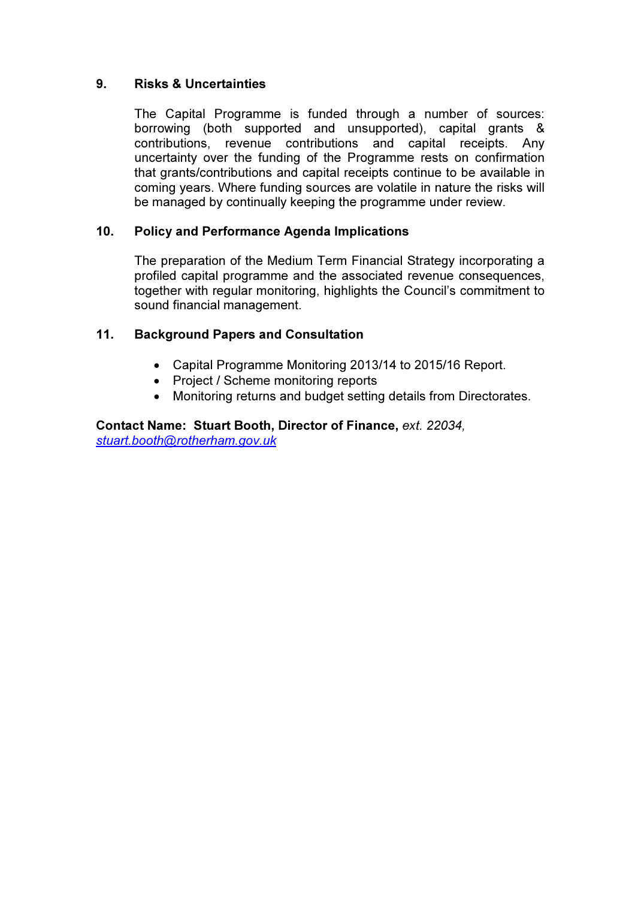## 9. Risks & Uncertainties

The Capital Programme is funded through a number of sources: borrowing (both supported and unsupported), capital grants & contributions, revenue contributions and capital receipts. Any uncertainty over the funding of the Programme rests on confirmation that grants/contributions and capital receipts continue to be available in coming years. Where funding sources are volatile in nature the risks will be managed by continually keeping the programme under review.

## 10. Policy and Performance Agenda Implications

The preparation of the Medium Term Financial Strategy incorporating a profiled capital programme and the associated revenue consequences, together with regular monitoring, highlights the Council's commitment to sound financial management.

## 11. Background Papers and Consultation

- Capital Programme Monitoring 2013/14 to 2015/16 Report.
- Project / Scheme monitoring reports
- Monitoring returns and budget setting details from Directorates.

**Contact Name: Stuart Booth, Director of Finance,** *ext. 22034,*
*stuart.booth@rotherham.gov.uk*